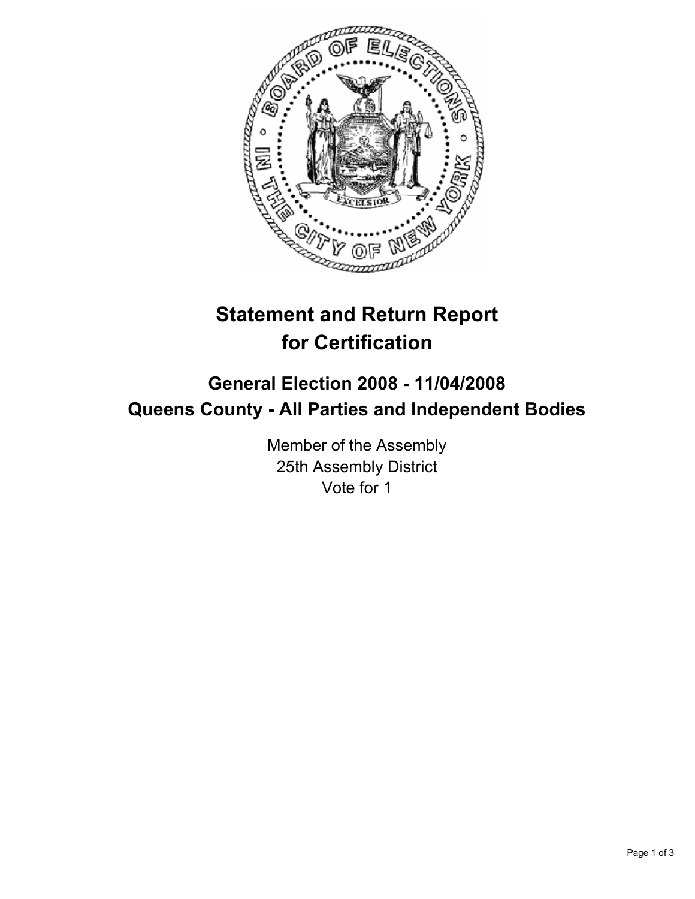# Statement and Return Report for Certification

## General Election 2008 - 11/04/2008
## Queens County - All Parties and Independent Bodies

Member of the Assembly
25th Assembly District
Vote for 1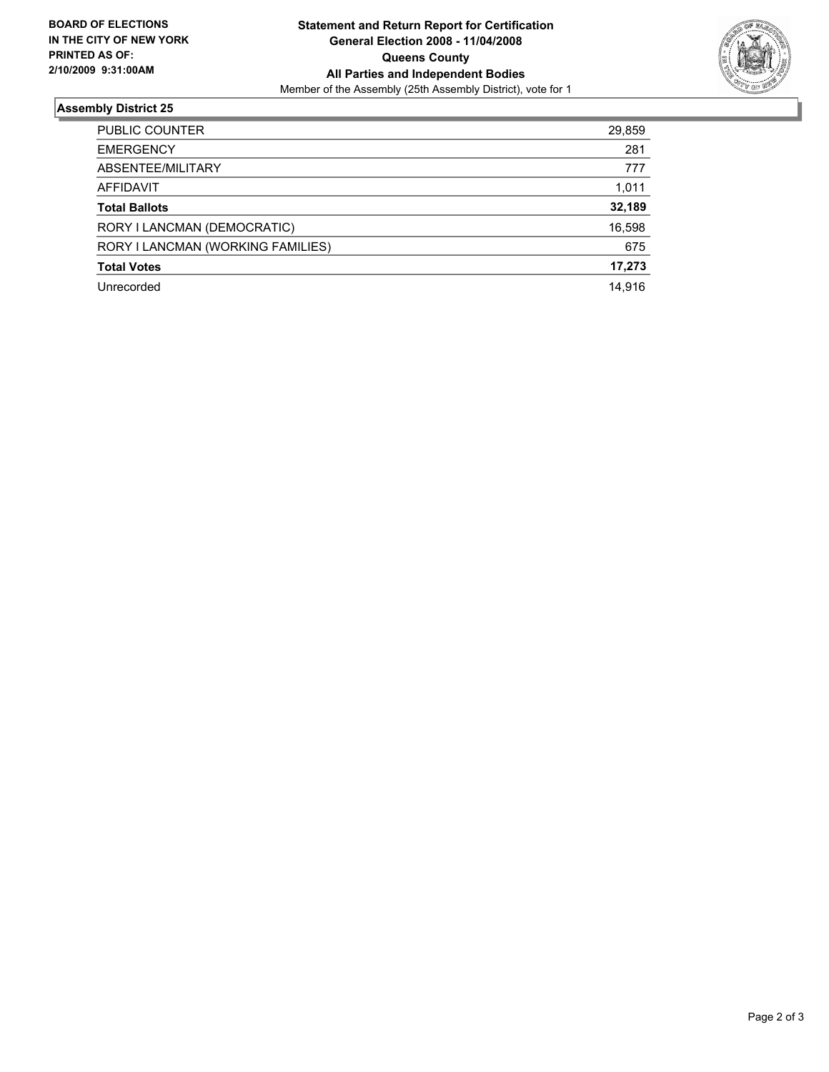**BOARD OF ELECTIONS IN THE CITY OF NEW YORK PRINTED AS OF: 2/10/2009 9:31:00AM**

**Statement and Return Report for Certification**
**General Election 2008 - 11/04/2008**
**Queens County**
**All Parties and Independent Bodies**
Member of the Assembly (25th Assembly District), vote for 1

## Assembly District 25

| | |
|---|---|
| PUBLIC COUNTER | 29,859 |
| EMERGENCY | 281 |
| ABSENTEE/MILITARY | 777 |
| AFFIDAVIT | 1,011 |
| **Total Ballots** | **32,189** |
| RORY I LANCMAN (DEMOCRATIC) | 16,598 |
| RORY I LANCMAN (WORKING FAMILIES) | 675 |
| **Total Votes** | **17,273** |
| Unrecorded | 14,916 |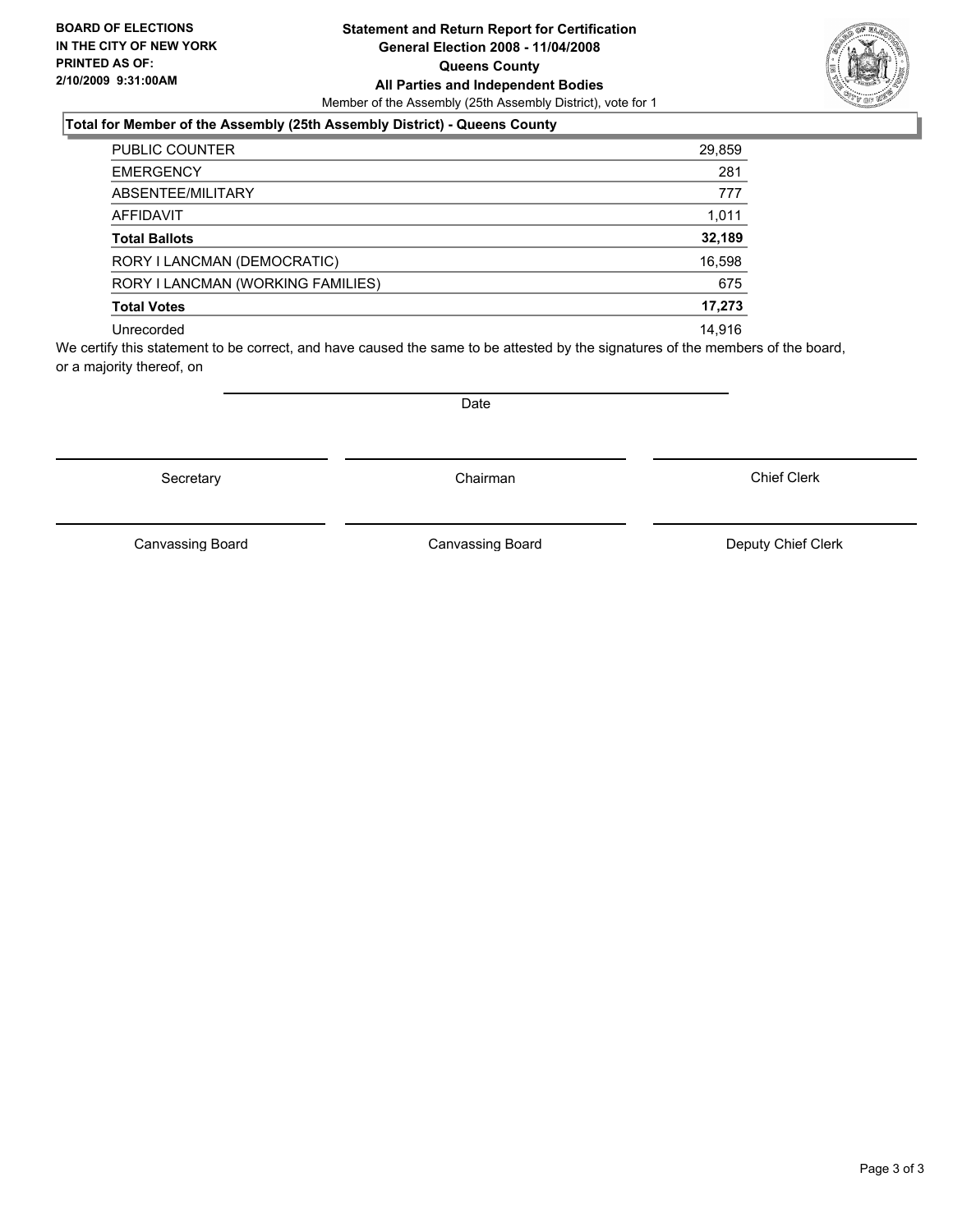**BOARD OF ELECTIONS IN THE CITY OF NEW YORK PRINTED AS OF: 2/10/2009 9:31:00AM**

**Statement and Return Report for Certification General Election 2008 - 11/04/2008 Queens County All Parties and Independent Bodies**

Member of the Assembly (25th Assembly District), vote for 1

## Total for Member of the Assembly (25th Assembly District) - Queens County

| | |
|---|---|
| PUBLIC COUNTER | 29,859 |
| EMERGENCY | 281 |
| ABSENTEE/MILITARY | 777 |
| AFFIDAVIT | 1,011 |
| **Total Ballots** | **32,189** |
| RORY I LANCMAN (DEMOCRATIC) | 16,598 |
| RORY I LANCMAN (WORKING FAMILIES) | 675 |
| **Total Votes** | **17,273** |
| Unrecorded | 14,916 |

We certify this statement to be correct, and have caused the same to be attested by the signatures of the members of the board, or a majority thereof, on

Date

Secretary

Chairman

Chief Clerk

Canvassing Board

Canvassing Board

Deputy Chief Clerk